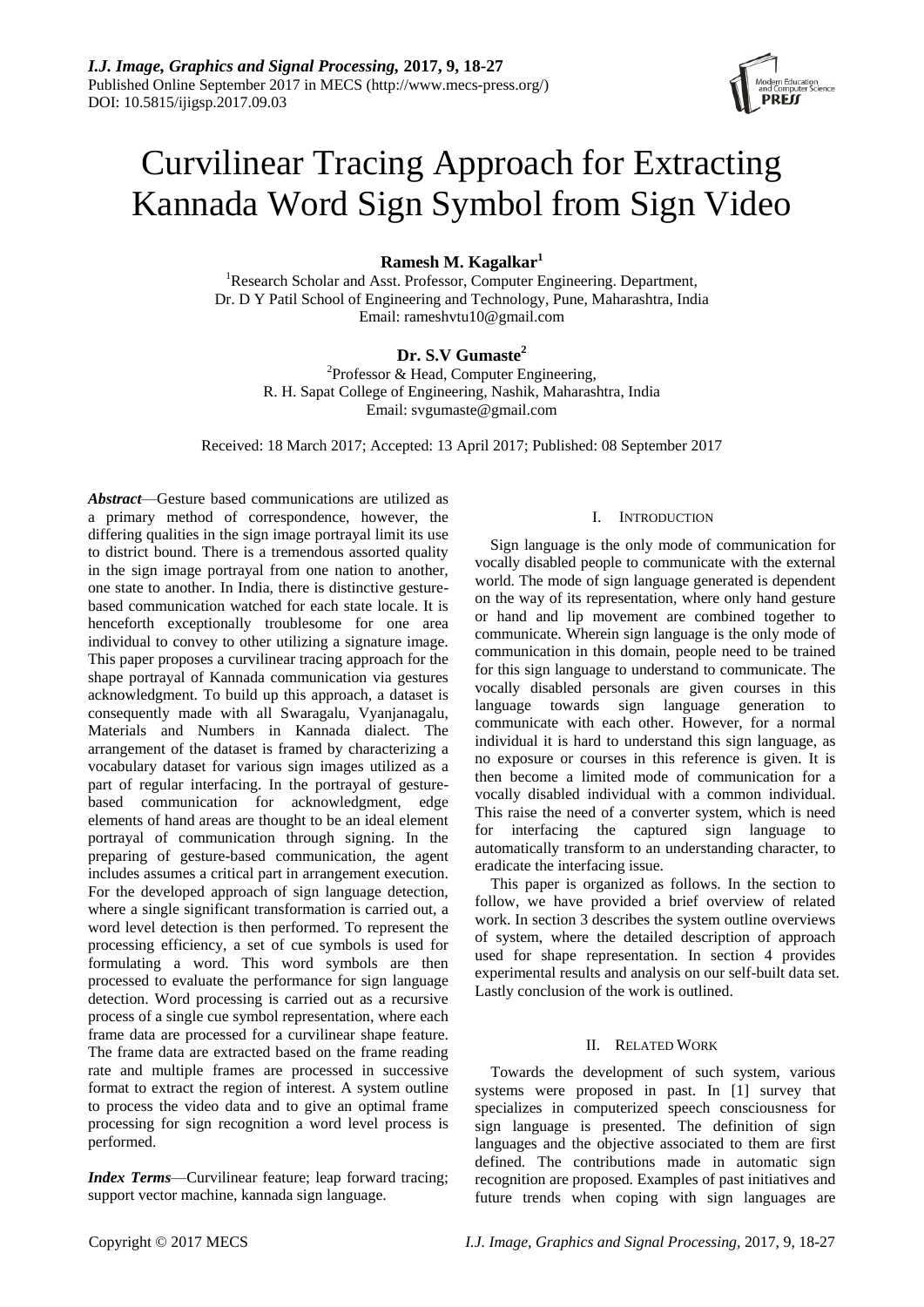# Curvilinear Tracing Approach for Extracting Kannada Word Sign Symbol from Sign Video

**Ramesh M. Kagalkar[1]**

[1]Research Scholar and Asst. Professor, Computer Engineering. Department,
Dr. D Y Patil School of Engineering and Technology, Pune, Maharashtra, India
Email: rameshvtu10@gmail.com

**Dr. S.V Gumaste[2]**

[2]Professor & Head, Computer Engineering,
R. H. Sapat College of Engineering, Nashik, Maharashtra, India
Email: svgumaste@gmail.com

Received: 18 March 2017; Accepted: 13 April 2017; Published: 08 September 2017

***Abstract***—Gesture based communications are utilized as a primary method of correspondence, however, the differing qualities in the sign image portrayal limit its use to district bound. There is a tremendous assorted quality in the sign image portrayal from one nation to another, one state to another. In India, there is distinctive gesture-based communication watched for each state locale. It is henceforth exceptionally troublesome for one area individual to convey to other utilizing a signature image. This paper proposes a curvilinear tracing approach for the shape portrayal of Kannada communication via gestures acknowledgment. To build up this approach, a dataset is consequently made with all Swaragalu, Vyanjanagalu, Materials and Numbers in Kannada dialect. The arrangement of the dataset is framed by characterizing a vocabulary dataset for various sign images utilized as a part of regular interfacing. In the portrayal of gesture-based communication for acknowledgment, edge elements of hand areas are thought to be an ideal element portrayal of communication through signing. In the preparing of gesture-based communication, the agent includes assumes a critical part in arrangement execution. For the developed approach of sign language detection, where a single significant transformation is carried out, a word level detection is then performed. To represent the processing efficiency, a set of cue symbols is used for formulating a word. This word symbols are then processed to evaluate the performance for sign language detection. Word processing is carried out as a recursive process of a single cue symbol representation, where each frame data are processed for a curvilinear shape feature. The frame data are extracted based on the frame reading rate and multiple frames are processed in successive format to extract the region of interest. A system outline to process the video data and to give an optimal frame processing for sign recognition a word level process is performed.

***Index Terms***—Curvilinear feature; leap forward tracing; support vector machine, kannada sign language.

## I. Introduction

Sign language is the only mode of communication for vocally disabled people to communicate with the external world. The mode of sign language generated is dependent on the way of its representation, where only hand gesture or hand and lip movement are combined together to communicate. Wherein sign language is the only mode of communication in this domain, people need to be trained for this sign language to understand to communicate. The vocally disabled personals are given courses in this language towards sign language generation to communicate with each other. However, for a normal individual it is hard to understand this sign language, as no exposure or courses in this reference is given. It is then become a limited mode of communication for a vocally disabled individual with a common individual. This raise the need of a converter system, which is need for interfacing the captured sign language to automatically transform to an understanding character, to eradicate the interfacing issue.

This paper is organized as follows. In the section to follow, we have provided a brief overview of related work. In section 3 describes the system outline overviews of system, where the detailed description of approach used for shape representation. In section 4 provides experimental results and analysis on our self-built data set. Lastly conclusion of the work is outlined.

## II. Related Work

Towards the development of such system, various systems were proposed in past. In [1] survey that specializes in computerized speech consciousness for sign language is presented. The definition of sign languages and the objective associated to them are first defined. The contributions made in automatic sign recognition are proposed. Examples of past initiatives and future trends when coping with sign languages are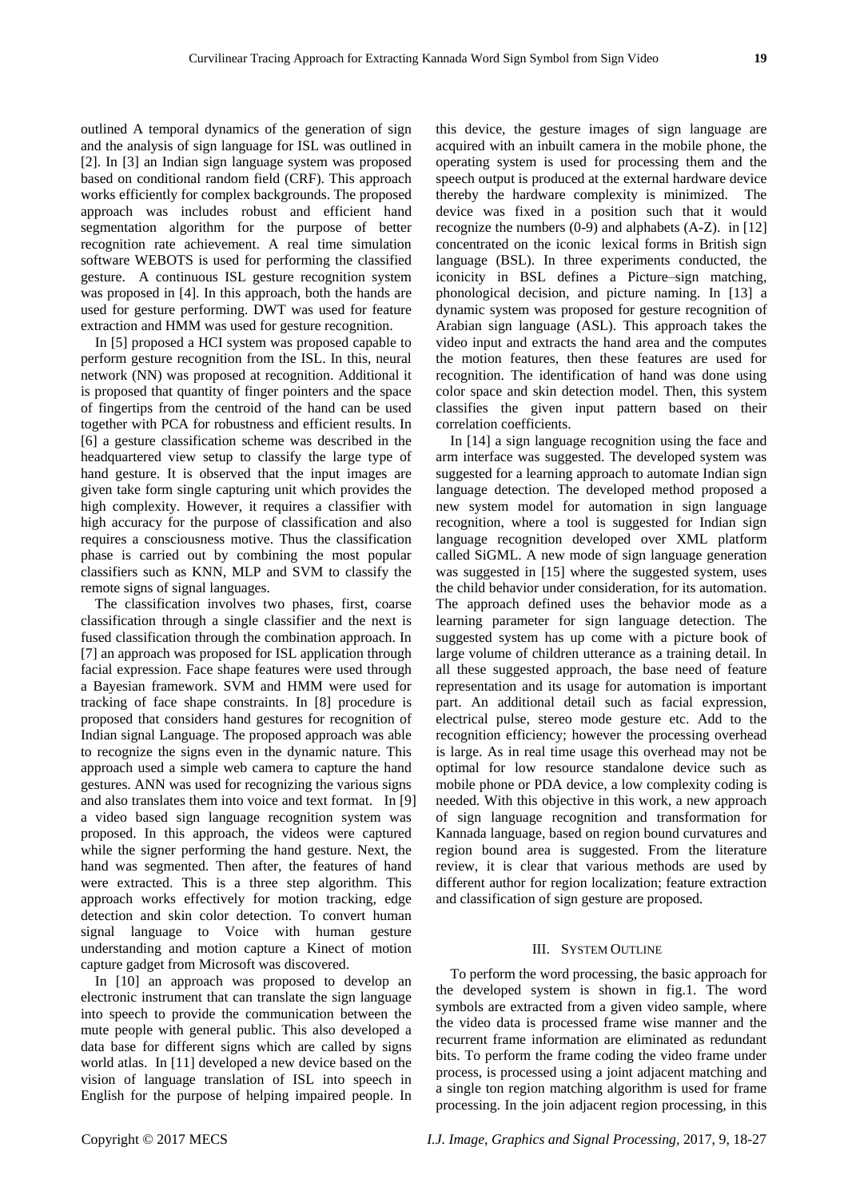outlined A temporal dynamics of the generation of sign and the analysis of sign language for ISL was outlined in [2]. In [3] an Indian sign language system was proposed based on conditional random field (CRF). This approach works efficiently for complex backgrounds. The proposed approach was includes robust and efficient hand segmentation algorithm for the purpose of better recognition rate achievement. A real time simulation software WEBOTS is used for performing the classified gesture. A continuous ISL gesture recognition system was proposed in [4]. In this approach, both the hands are used for gesture performing. DWT was used for feature extraction and HMM was used for gesture recognition.

In [5] proposed a HCI system was proposed capable to perform gesture recognition from the ISL. In this, neural network (NN) was proposed at recognition. Additional it is proposed that quantity of finger pointers and the space of fingertips from the centroid of the hand can be used together with PCA for robustness and efficient results. In [6] a gesture classification scheme was described in the headquartered view setup to classify the large type of hand gesture. It is observed that the input images are given take form single capturing unit which provides the high complexity. However, it requires a classifier with high accuracy for the purpose of classification and also requires a consciousness motive. Thus the classification phase is carried out by combining the most popular classifiers such as KNN, MLP and SVM to classify the remote signs of signal languages.

The classification involves two phases, first, coarse classification through a single classifier and the next is fused classification through the combination approach. In [7] an approach was proposed for ISL application through facial expression. Face shape features were used through a Bayesian framework. SVM and HMM were used for tracking of face shape constraints. In [8] procedure is proposed that considers hand gestures for recognition of Indian signal Language. The proposed approach was able to recognize the signs even in the dynamic nature. This approach used a simple web camera to capture the hand gestures. ANN was used for recognizing the various signs and also translates them into voice and text format. In [9] a video based sign language recognition system was proposed. In this approach, the videos were captured while the signer performing the hand gesture. Next, the hand was segmented. Then after, the features of hand were extracted. This is a three step algorithm. This approach works effectively for motion tracking, edge detection and skin color detection. To convert human signal language to Voice with human gesture understanding and motion capture a Kinect of motion capture gadget from Microsoft was discovered.

In [10] an approach was proposed to develop an electronic instrument that can translate the sign language into speech to provide the communication between the mute people with general public. This also developed a data base for different signs which are called by signs world atlas. In [11] developed a new device based on the vision of language translation of ISL into speech in English for the purpose of helping impaired people. In this device, the gesture images of sign language are acquired with an inbuilt camera in the mobile phone, the operating system is used for processing them and the speech output is produced at the external hardware device thereby the hardware complexity is minimized. The device was fixed in a position such that it would recognize the numbers (0-9) and alphabets (A-Z). in [12] concentrated on the iconic lexical forms in British sign language (BSL). In three experiments conducted, the iconicity in BSL defines a Picture–sign matching, phonological decision, and picture naming. In [13] a dynamic system was proposed for gesture recognition of Arabian sign language (ASL). This approach takes the video input and extracts the hand area and the computes the motion features, then these features are used for recognition. The identification of hand was done using color space and skin detection model. Then, this system classifies the given input pattern based on their correlation coefficients.

In [14] a sign language recognition using the face and arm interface was suggested. The developed system was suggested for a learning approach to automate Indian sign language detection. The developed method proposed a new system model for automation in sign language recognition, where a tool is suggested for Indian sign language recognition developed over XML platform called SiGML. A new mode of sign language generation was suggested in [15] where the suggested system, uses the child behavior under consideration, for its automation. The approach defined uses the behavior mode as a learning parameter for sign language detection. The suggested system has up come with a picture book of large volume of children utterance as a training detail. In all these suggested approach, the base need of feature representation and its usage for automation is important part. An additional detail such as facial expression, electrical pulse, stereo mode gesture etc. Add to the recognition efficiency; however the processing overhead is large. As in real time usage this overhead may not be optimal for low resource standalone device such as mobile phone or PDA device, a low complexity coding is needed. With this objective in this work, a new approach of sign language recognition and transformation for Kannada language, based on region bound curvatures and region bound area is suggested. From the literature review, it is clear that various methods are used by different author for region localization; feature extraction and classification of sign gesture are proposed.

## III. System Outline

To perform the word processing, the basic approach for the developed system is shown in fig.1. The word symbols are extracted from a given video sample, where the video data is processed frame wise manner and the recurrent frame information are eliminated as redundant bits. To perform the frame coding the video frame under process, is processed using a joint adjacent matching and a single ton region matching algorithm is used for frame processing. In the join adjacent region processing, in this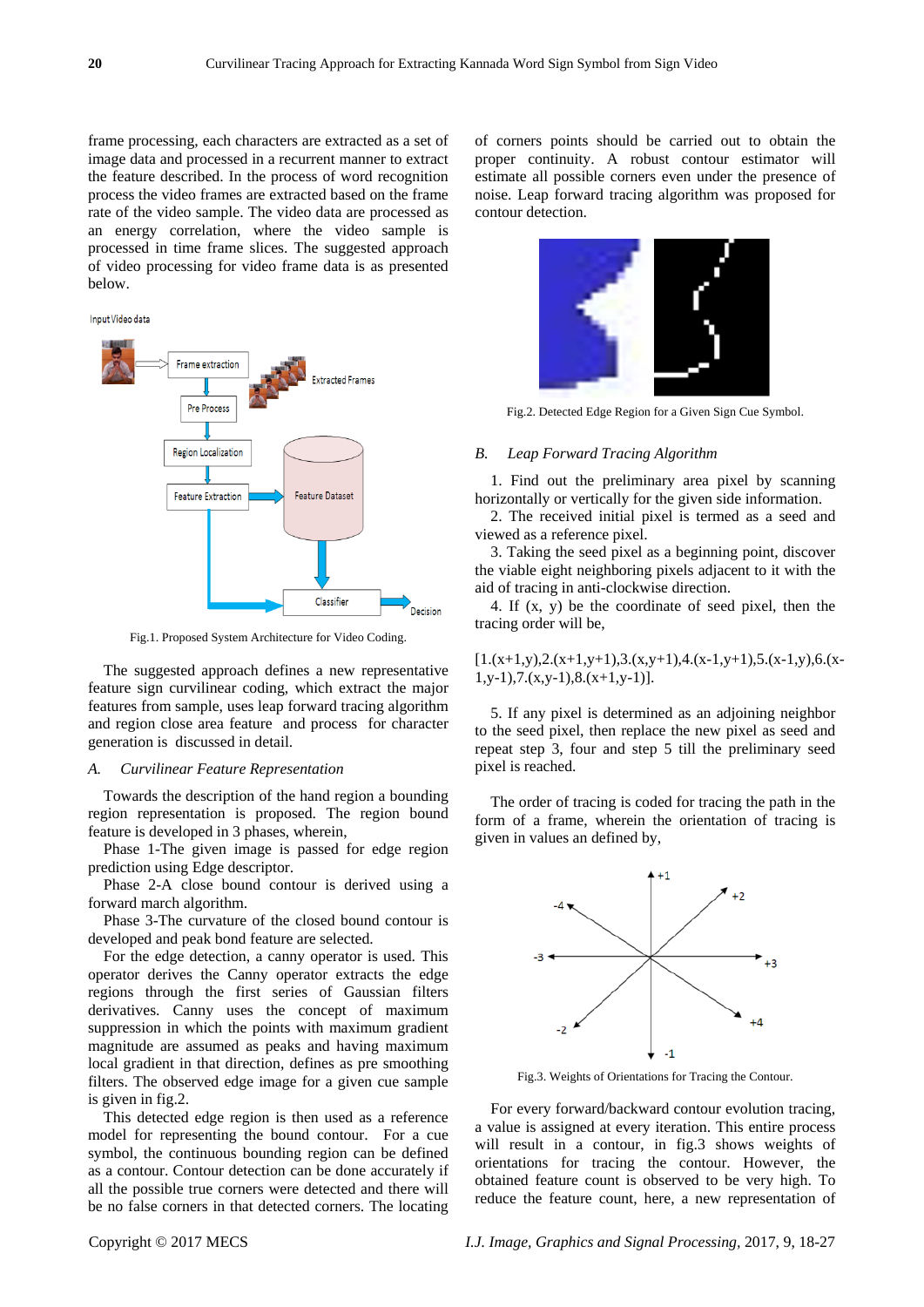frame processing, each characters are extracted as a set of image data and processed in a recurrent manner to extract the feature described. In the process of word recognition process the video frames are extracted based on the frame rate of the video sample. The video data are processed as an energy correlation, where the video sample is processed in time frame slices. The suggested approach of video processing for video frame data is as presented below.

Fig.1. Proposed System Architecture for Video Coding.

The suggested approach defines a new representative feature sign curvilinear coding, which extract the major features from sample, uses leap forward tracing algorithm and region close area feature and process for character generation is discussed in detail.

### A. *Curvilinear Feature Representation*

Towards the description of the hand region a bounding region representation is proposed. The region bound feature is developed in 3 phases, wherein,

Phase 1-The given image is passed for edge region prediction using Edge descriptor.

Phase 2-A close bound contour is derived using a forward march algorithm.

Phase 3-The curvature of the closed bound contour is developed and peak bond feature are selected.

For the edge detection, a canny operator is used. This operator derives the Canny operator extracts the edge regions through the first series of Gaussian filters derivatives. Canny uses the concept of maximum suppression in which the points with maximum gradient magnitude are assumed as peaks and having maximum local gradient in that direction, defines as pre smoothing filters. The observed edge image for a given cue sample is given in fig.2.

This detected edge region is then used as a reference model for representing the bound contour. For a cue symbol, the continuous bounding region can be defined as a contour. Contour detection can be done accurately if all the possible true corners were detected and there will be no false corners in that detected corners. The locating of corners points should be carried out to obtain the proper continuity. A robust contour estimator will estimate all possible corners even under the presence of noise. Leap forward tracing algorithm was proposed for contour detection.

Fig.2. Detected Edge Region for a Given Sign Cue Symbol.

### B. *Leap Forward Tracing Algorithm*

1. Find out the preliminary area pixel by scanning horizontally or vertically for the given side information.
2. The received initial pixel is termed as a seed and viewed as a reference pixel.
3. Taking the seed pixel as a beginning point, discover the viable eight neighboring pixels adjacent to it with the aid of tracing in anti-clockwise direction.
4. If (x, y) be the coordinate of seed pixel, then the tracing order will be,

[1.(x+1,y),2.(x+1,y+1),3.(x,y+1),4.(x-1,y+1),5.(x-1,y),6.(x-1,y-1),7.(x,y-1),8.(x+1,y-1)].

5. If any pixel is determined as an adjoining neighbor to the seed pixel, then replace the new pixel as seed and repeat step 3, four and step 5 till the preliminary seed pixel is reached.

The order of tracing is coded for tracing the path in the form of a frame, wherein the orientation of tracing is given in values an defined by,

Fig.3. Weights of Orientations for Tracing the Contour.

For every forward/backward contour evolution tracing, a value is assigned at every iteration. This entire process will result in a contour, in fig.3 shows weights of orientations for tracing the contour. However, the obtained feature count is observed to be very high. To reduce the feature count, here, a new representation of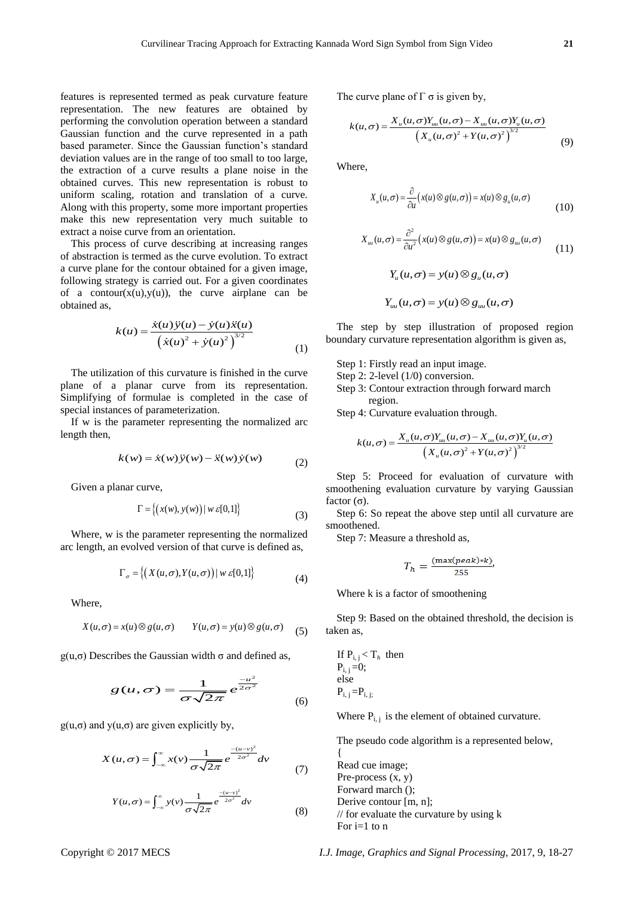features is represented termed as peak curvature feature representation. The new features are obtained by performing the convolution operation between a standard Gaussian function and the curve represented in a path based parameter. Since the Gaussian function's standard deviation values are in the range of too small to too large, the extraction of a curve results a plane noise in the obtained curves. This new representation is robust to uniform scaling, rotation and translation of a curve. Along with this property, some more important properties make this new representation very much suitable to extract a noise curve from an orientation.

This process of curve describing at increasing ranges of abstraction is termed as the curve evolution. To extract a curve plane for the contour obtained for a given image, following strategy is carried out. For a given coordinates of a contour(x(u),y(u)), the curve airplane can be obtained as,

$$k(u) = \frac{\dot{x}(u)\ddot{y}(u) - \dot{y}(u)\ddot{x}(u)}{\left(\dot{x}(u)^2 + \dot{y}(u)^2\right)^{3/2}} \tag{1}$$

The utilization of this curvature is finished in the curve plane of a planar curve from its representation. Simplifying of formulae is completed in the case of special instances of parameterization.

If w is the parameter representing the normalized arc length then,

$$k(w) = \dot{x}(w)\ddot{y}(w) - \ddot{x}(w)\dot{y}(w) \tag{2}$$

Given a planar curve,

$$\Gamma = \left\{\left(x(w), y(w)\right) \mid w\,\varepsilon[0,1]\right\} \tag{3}$$

Where, w is the parameter representing the normalized arc length, an evolved version of that curve is defined as,

$$\Gamma_\sigma = \left\{\left(X(u,\sigma), Y(u,\sigma)\right) \mid w\,\varepsilon[0,1]\right\} \tag{4}$$

Where,

$$X(u,\sigma) = x(u) \otimes g(u,\sigma) \qquad Y(u,\sigma) = y(u) \otimes g(u,\sigma) \tag{5}$$

g(u,σ) Describes the Gaussian width σ and defined as,

$$g(u,\sigma) = \frac{1}{\sigma\sqrt{2\pi}} e^{\frac{-u^2}{2\sigma^2}} \tag{6}$$

g(u,σ) and y(u,σ) are given explicitly by,

$$X(u,\sigma) = \int_{-\infty}^{\infty} x(v) \frac{1}{\sigma\sqrt{2\pi}} e^{\frac{-(u-v)^2}{2\sigma^2}} dv \tag{7}$$

$$Y(u,\sigma) = \int_{-\infty}^{\infty} y(v) \frac{1}{\sigma\sqrt{2\pi}} e^{\frac{-(u-v)^2}{2\sigma^2}} dv \tag{8}$$

The curve plane of Γ σ is given by,

$$k(u,\sigma) = \frac{X_u(u,\sigma)Y_{uu}(u,\sigma) - X_{uu}(u,\sigma)Y_u(u,\sigma)}{\left(X_u(u,\sigma)^2 + Y(u,\sigma)^2\right)^{3/2}} \tag{9}$$

Where,

$$X_u(u,\sigma) = \frac{\partial}{\partial u}\left(x(u) \otimes g(u,\sigma)\right) = x(u) \otimes g_u(u,\sigma) \tag{10}$$

$$X_{uu}(u,\sigma) = \frac{\partial^2}{\partial u^2}\left(x(u) \otimes g(u,\sigma)\right) = x(u) \otimes g_{uu}(u,\sigma) \tag{11}$$

$$Y_u(u,\sigma) = y(u) \otimes g_u(u,\sigma)$$

$$Y_{uu}(u,\sigma) = y(u) \otimes g_{uu}(u,\sigma)$$

The step by step illustration of proposed region boundary curvature representation algorithm is given as,

Step 1: Firstly read an input image.
Step 2: 2-level (1/0) conversion.
Step 3: Contour extraction through forward march region.
Step 4: Curvature evaluation through.

$$k(u,\sigma) = \frac{X_u(u,\sigma)Y_{uu}(u,\sigma) - X_{uu}(u,\sigma)Y_u(u,\sigma)}{\left(X_u(u,\sigma)^2 + Y(u,\sigma)^2\right)^{3/2}}$$

Step 5: Proceed for evaluation of curvature with smoothening evaluation curvature by varying Gaussian factor (σ).

Step 6: So repeat the above step until all curvature are smoothened.

Step 7: Measure a threshold as,

$$T_h = \frac{(\max(peak)*k)}{255},$$

Where k is a factor of smoothening

Step 9: Based on the obtained threshold, the decision is taken as,

If $P_{i,j} < T_h$ then
$P_{i,j}=0$;
else
$P_{i,j}=P_{i,j}$;

Where $P_{i,j}$ is the element of obtained curvature.

The pseudo code algorithm is a represented below,

```
{
Read cue image;
Pre-process (x, y)
Forward march ();
Derive contour [m, n];
// for evaluate the curvature by using k
For i=1 to n
```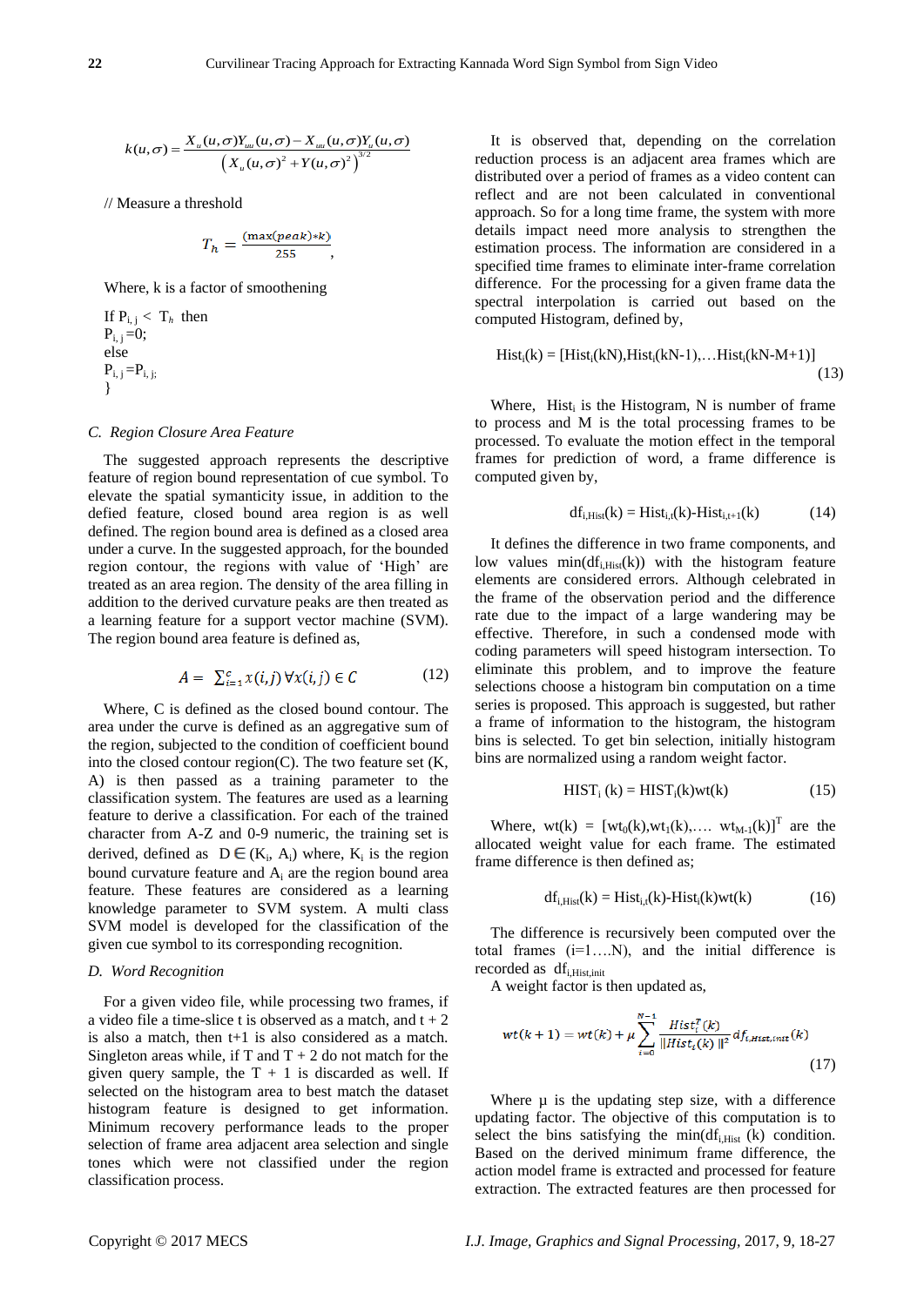$$k(u,\sigma) = \frac{X_u(u,\sigma)Y_{uu}(u,\sigma) - X_{uu}(u,\sigma)Y_u(u,\sigma)}{\left(X_u(u,\sigma)^2 + Y(u,\sigma)^2\right)^{3/2}}$$

// Measure a threshold

$$T_h = \frac{(\max(peak)*k)}{255},$$

Where, k is a factor of smoothening

If $P_{i,j} < T_h$ then
$P_{i,j} = 0$;
else
$P_{i,j} = P_{i,j}$;
}

### C. Region Closure Area Feature

The suggested approach represents the descriptive feature of region bound representation of cue symbol. To elevate the spatial symanticity issue, in addition to the defied feature, closed bound area region is as well defined. The region bound area is defined as a closed area under a curve. In the suggested approach, for the bounded region contour, the regions with value of 'High' are treated as an area region. The density of the area filling in addition to the derived curvature peaks are then treated as a learning feature for a support vector machine (SVM). The region bound area feature is defined as,

$$A = \sum_{i=1}^{c} x(i,j) \, \forall x(i,j) \in C \tag{12}$$

Where, C is defined as the closed bound contour. The area under the curve is defined as an aggregative sum of the region, subjected to the condition of coefficient bound into the closed contour region(C). The two feature set (K, A) is then passed as a training parameter to the classification system. The features are used as a learning feature to derive a classification. For each of the trained character from A-Z and 0-9 numeric, the training set is derived, defined as $D \in (K_i, A_i)$ where, $K_i$ is the region bound curvature feature and $A_i$ are the region bound area feature. These features are considered as a learning knowledge parameter to SVM system. A multi class SVM model is developed for the classification of the given cue symbol to its corresponding recognition.

### D. Word Recognition

For a given video file, while processing two frames, if a video file a time-slice t is observed as a match, and t + 2 is also a match, then t+1 is also considered as a match. Singleton areas while, if T and T + 2 do not match for the given query sample, the T + 1 is discarded as well. If selected on the histogram area to best match the dataset histogram feature is designed to get information. Minimum recovery performance leads to the proper selection of frame area adjacent area selection and single tones which were not classified under the region classification process.

It is observed that, depending on the correlation reduction process is an adjacent area frames which are distributed over a period of frames as a video content can reflect and are not been calculated in conventional approach. So for a long time frame, the system with more details impact need more analysis to strengthen the estimation process. The information are considered in a specified time frames to eliminate inter-frame correlation difference. For the processing for a given frame data the spectral interpolation is carried out based on the computed Histogram, defined by,

$$Hist_i(k) = [Hist_i(kN), Hist_i(kN-1), \ldots Hist_i(kN-M+1)] \tag{13}$$

Where, $Hist_i$ is the Histogram, N is number of frame to process and M is the total processing frames to be processed. To evaluate the motion effect in the temporal frames for prediction of word, a frame difference is computed given by,

$$df_{i,Hist}(k) = Hist_{i,t}(k) - Hist_{i,t+1}(k) \tag{14}$$

It defines the difference in two frame components, and low values $\min(df_{i,Hist}(k))$ with the histogram feature elements are considered errors. Although celebrated in the frame of the observation period and the difference rate due to the impact of a large wandering may be effective. Therefore, in such a condensed mode with coding parameters will speed histogram intersection. To eliminate this problem, and to improve the feature selections choose a histogram bin computation on a time series is proposed. This approach is suggested, but rather a frame of information to the histogram, the histogram bins is selected. To get bin selection, initially histogram bins are normalized using a random weight factor.

$$HIST_i(k) = HIST_i(k)wt(k) \tag{15}$$

Where, $wt(k) = [wt_0(k), wt_1(k), \ldots wt_{M-1}(k)]^T$ are the allocated weight value for each frame. The estimated frame difference is then defined as;

$$df_{i,Hist}(k) = Hist_{i,t}(k) - Hist_i(k)wt(k) \tag{16}$$

The difference is recursively been computed over the total frames (i=1….N), and the initial difference is recorded as $df_{i,Hist,init}$

A weight factor is then updated as,

$$wt(k+1) = wt(k) + \mu \sum_{i=0}^{N-1} \frac{Hist_i^T(k)}{\|Hist_i(k)\|^2} df_{i,Hist,init}(k) \tag{17}$$

Where μ is the updating step size, with a difference updating factor. The objective of this computation is to select the bins satisfying the $\min(df_{i,Hist}(k))$ condition. Based on the derived minimum frame difference, the action model frame is extracted and processed for feature extraction. The extracted features are then processed for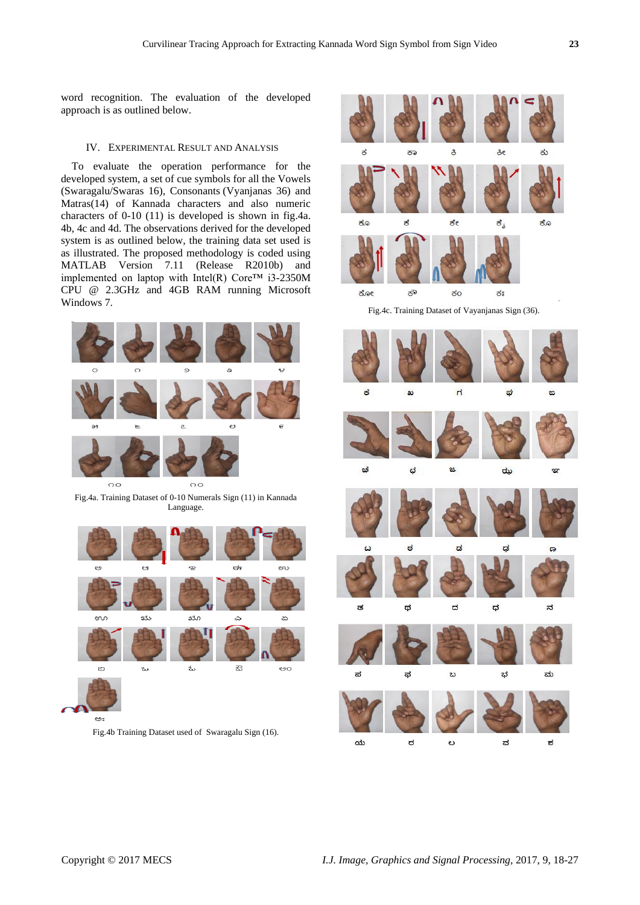word recognition. The evaluation of the developed approach is as outlined below.

## IV. Experimental Result and Analysis

To evaluate the operation performance for the developed system, a set of cue symbols for all the Vowels (Swaragalu/Swaras 16), Consonants (Vyanjanas 36) and Matras(14) of Kannada characters and also numeric characters of 0-10 (11) is developed is shown in fig.4a. 4b, 4c and 4d. The observations derived for the developed system is as outlined below, the training data set used is as illustrated. The proposed methodology is coded using MATLAB Version 7.11 (Release R2010b) and implemented on laptop with Intel(R) Core™ i3-2350M CPU @ 2.3GHz and 4GB RAM running Microsoft Windows 7.

Fig.4a. Training Dataset of 0-10 Numerals Sign (11) in Kannada Language.

Fig.4b Training Dataset used of Swaragalu Sign (16).

Fig.4c. Training Dataset of Vayanjanas Sign (36).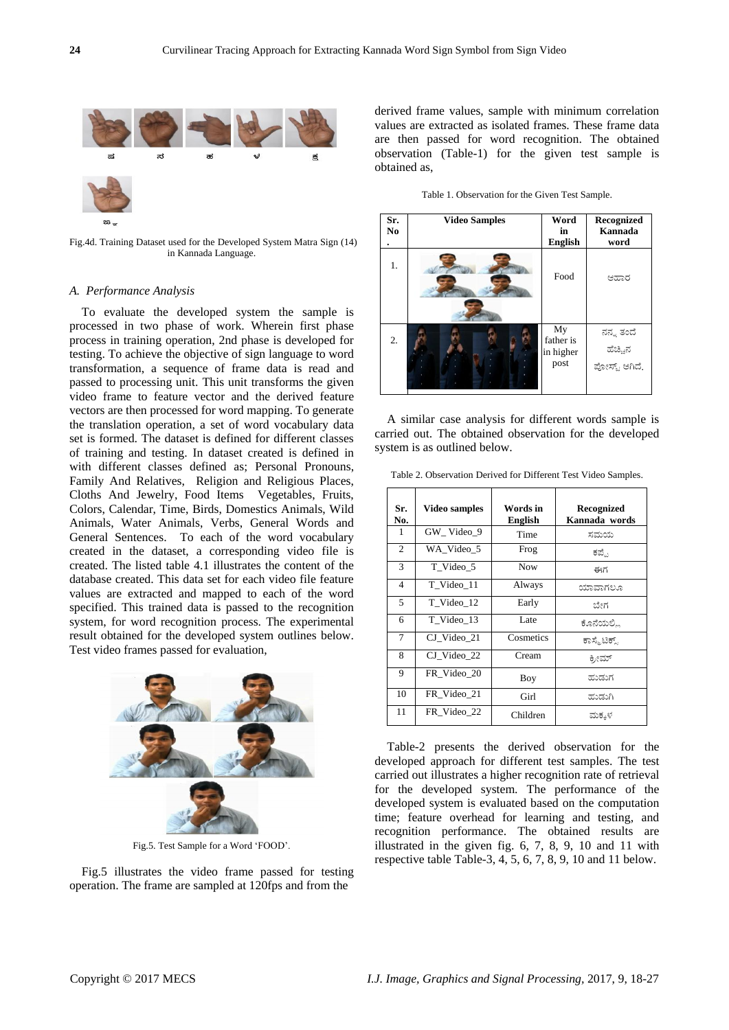Fig.4d. Training Dataset used for the Developed System Matra Sign (14) in Kannada Language.

### A. Performance Analysis

To evaluate the developed system the sample is processed in two phase of work. Wherein first phase process in training operation, 2nd phase is developed for testing. To achieve the objective of sign language to word transformation, a sequence of frame data is read and passed to processing unit. This unit transforms the given video frame to feature vector and the derived feature vectors are then processed for word mapping. To generate the translation operation, a set of word vocabulary data set is formed. The dataset is defined for different classes of training and testing. In dataset created is defined in with different classes defined as; Personal Pronouns, Family And Relatives, Religion and Religious Places, Cloths And Jewelry, Food Items Vegetables, Fruits, Colors, Calendar, Time, Birds, Domestics Animals, Wild Animals, Water Animals, Verbs, General Words and General Sentences. To each of the word vocabulary created in the dataset, a corresponding video file is created. The listed table 4.1 illustrates the content of the database created. This data set for each video file feature values are extracted and mapped to each of the word specified. This trained data is passed to the recognition system, for word recognition process. The experimental result obtained for the developed system outlines below. Test video frames passed for evaluation,

Fig.5. Test Sample for a Word 'FOOD'.

Fig.5 illustrates the video frame passed for testing operation. The frame are sampled at 120fps and from the derived frame values, sample with minimum correlation values are extracted as isolated frames. These frame data are then passed for word recognition. The obtained observation (Table-1) for the given test sample is obtained as,

Table 1. Observation for the Given Test Sample.

| Sr. No. | Video Samples | Word in English | Recognized Kannada word |
|---|---|---|---|
| 1. | | Food | ಆಹಾರ |
| 2. | | My father is in higher post | ನನ್ನ ತಂದೆ ಹೆಚ್ಚಿನ ಪೋಸ್ಟ್ ಆಗಿದೆ. |

A similar case analysis for different words sample is carried out. The obtained observation for the developed system is as outlined below.

Table 2. Observation Derived for Different Test Video Samples.

| Sr. No. | Video samples | Words in English | Recognized Kannada words |
|---|---|---|---|
| 1 | GW_ Video_9 | Time | ಸಮಯ |
| 2 | WA_Video_5 | Frog | ಕಪ್ಪೆ |
| 3 | T_Video_5 | Now | ಈಗ |
| 4 | T_Video_11 | Always | ಯಾವಾಗಲೂ |
| 5 | T_Video_12 | Early | ಬೇಗ |
| 6 | T_Video_13 | Late | ಕೊನೆಯಲ್ಲಿ |
| 7 | CJ_Video_21 | Cosmetics | ಕಾಸ್ಮೆಟಿಕ್ಸ್ |
| 8 | CJ_Video_22 | Cream | ಕ್ರೀಮ್ |
| 9 | FR_Video_20 | Boy | ಹುಡುಗ |
| 10 | FR_Video_21 | Girl | ಹುಡುಗಿ |
| 11 | FR_Video_22 | Children | ಮಕ್ಕಳ |

Table-2 presents the derived observation for the developed approach for different test samples. The test carried out illustrates a higher recognition rate of retrieval for the developed system. The performance of the developed system is evaluated based on the computation time; feature overhead for learning and testing, and recognition performance. The obtained results are illustrated in the given fig. 6, 7, 8, 9, 10 and 11 with respective table Table-3, 4, 5, 6, 7, 8, 9, 10 and 11 below.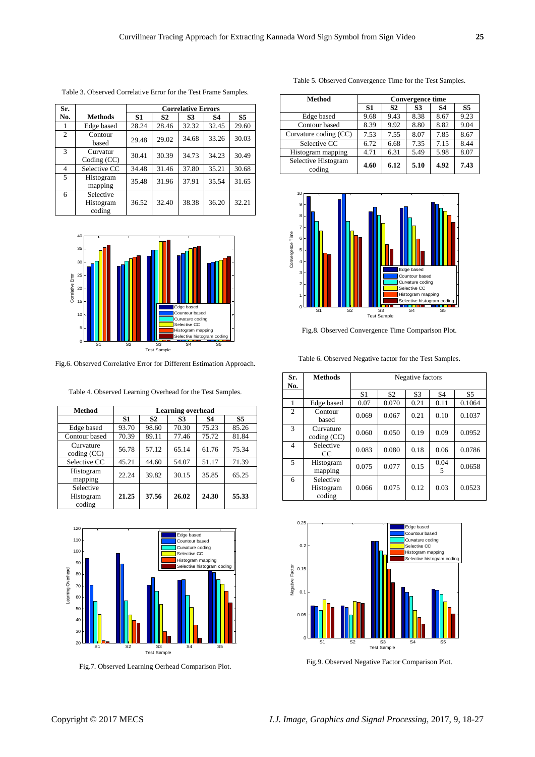Table 3. Observed Correlative Error for the Test Frame Samples.

| Sr. No. | Methods | Correlative Errors | | | | |
|---|---|---|---|---|---|---|
| | | S1 | S2 | S3 | S4 | S5 |
| 1 | Edge based | 28.24 | 28.46 | 32.32 | 32.45 | 29.60 |
| 2 | Contour based | 29.48 | 29.02 | 34.68 | 33.26 | 30.03 |
| 3 | Curvatur Coding (CC) | 30.41 | 30.39 | 34.73 | 34.23 | 30.49 |
| 4 | Selective CC | 34.48 | 31.46 | 37.80 | 35.21 | 30.68 |
| 5 | Histogram mapping | 35.48 | 31.96 | 37.91 | 35.54 | 31.65 |
| 6 | Selective Histogram coding | 36.52 | 32.40 | 38.38 | 36.20 | 32.21 |

Fig.6. Observed Correlative Error for Different Estimation Approach.

Table 4. Observed Learning Overhead for the Test Samples.

| Method | Learning overhead | | | | |
|---|---|---|---|---|---|
| | S1 | S2 | S3 | S4 | S5 |
| Edge based | 93.70 | 98.60 | 70.30 | 75.23 | 85.26 |
| Contour based | 70.39 | 89.11 | 77.46 | 75.72 | 81.84 |
| Curvature coding (CC) | 56.78 | 57.12 | 65.14 | 61.76 | 75.34 |
| Selective CC | 45.21 | 44.60 | 54.07 | 51.17 | 71.39 |
| Histogram mapping | 22.24 | 39.82 | 30.15 | 35.85 | 65.25 |
| Selective Histogram coding | **21.25** | **37.56** | **26.02** | **24.30** | **55.33** |

Fig.7. Observed Learning Oerhead Comparison Plot.

Table 5. Observed Convergence Time for the Test Samples.

| Method | Convergence time | | | | |
|---|---|---|---|---|---|
| | S1 | S2 | S3 | S4 | S5 |
| Edge based | 9.68 | 9.43 | 8.38 | 8.67 | 9.23 |
| Contour based | 8.39 | 9.92 | 8.80 | 8.82 | 9.04 |
| Curvature coding (CC) | 7.53 | 7.55 | 8.07 | 7.85 | 8.67 |
| Selective CC | 6.72 | 6.68 | 7.35 | 7.15 | 8.44 |
| Histogram mapping | 4.71 | 6.31 | 5.49 | 5.98 | 8.07 |
| Selective Histogram coding | **4.60** | **6.12** | **5.10** | **4.92** | **7.43** |

Fig.8. Observed Convergence Time Comparison Plot.

Table 6. Observed Negative factor for the Test Samples.

| Sr. No. | Methods | Negative factors | | | | |
|---|---|---|---|---|---|---|
| | | S1 | S2 | S3 | S4 | S5 |
| 1 | Edge based | 0.07 | 0.070 | 0.21 | 0.11 | 0.1064 |
| 2 | Contour based | 0.069 | 0.067 | 0.21 | 0.10 | 0.1037 |
| 3 | Curvature coding (CC) | 0.060 | 0.050 | 0.19 | 0.09 | 0.0952 |
| 4 | Selective CC | 0.083 | 0.080 | 0.18 | 0.06 | 0.0786 |
| 5 | Histogram mapping | 0.075 | 0.077 | 0.15 | 0.045 | 0.0658 |
| 6 | Selective Histogram coding | 0.066 | 0.075 | 0.12 | 0.03 | 0.0523 |

Fig.9. Observed Negative Factor Comparison Plot.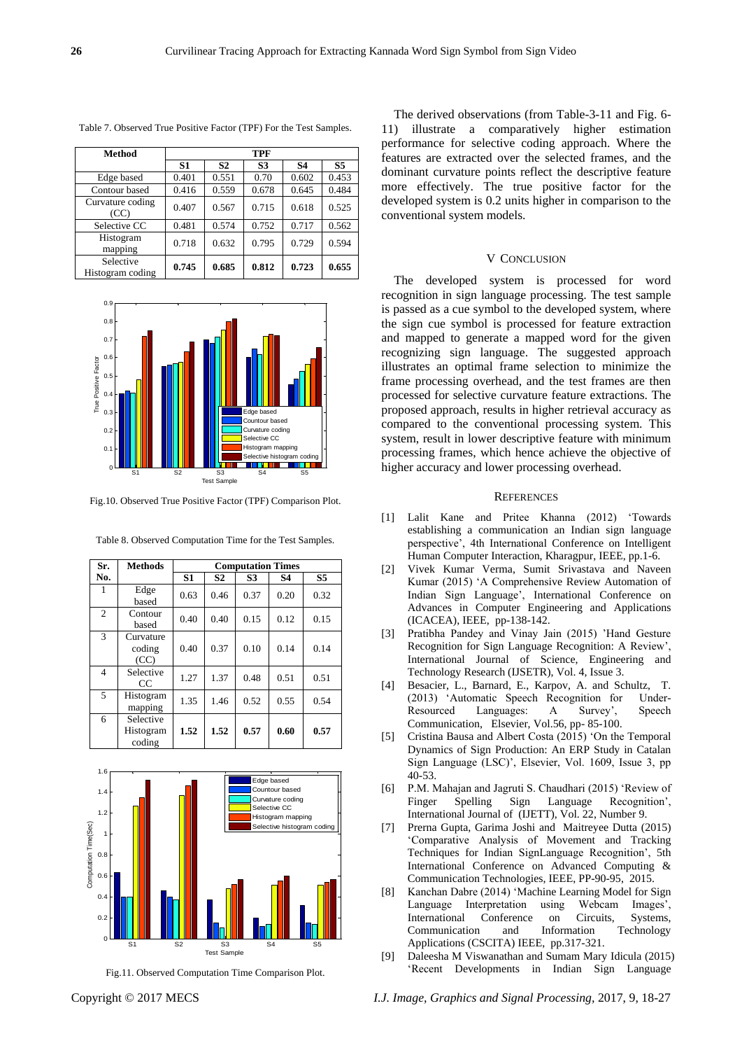Table 7. Observed True Positive Factor (TPF) For the Test Samples.

| Method | TPF | | | | |
|---|---|---|---|---|---|
| | S1 | S2 | S3 | S4 | S5 |
| Edge based | 0.401 | 0.551 | 0.70 | 0.602 | 0.453 |
| Contour based | 0.416 | 0.559 | 0.678 | 0.645 | 0.484 |
| Curvature coding (CC) | 0.407 | 0.567 | 0.715 | 0.618 | 0.525 |
| Selective CC | 0.481 | 0.574 | 0.752 | 0.717 | 0.562 |
| Histogram mapping | 0.718 | 0.632 | 0.795 | 0.729 | 0.594 |
| Selective Histogram coding | **0.745** | **0.685** | **0.812** | **0.723** | **0.655** |

Fig.10. Observed True Positive Factor (TPF) Comparison Plot.

Table 8. Observed Computation Time for the Test Samples.

| Sr. No. | Methods | Computation Times | | | | |
|---|---|---|---|---|---|---|
| | | S1 | S2 | S3 | S4 | S5 |
| 1 | Edge based | 0.63 | 0.46 | 0.37 | 0.20 | 0.32 |
| 2 | Contour based | 0.40 | 0.40 | 0.15 | 0.12 | 0.15 |
| 3 | Curvature coding (CC) | 0.40 | 0.37 | 0.10 | 0.14 | 0.14 |
| 4 | Selective CC | 1.27 | 1.37 | 0.48 | 0.51 | 0.51 |
| 5 | Histogram mapping | 1.35 | 1.46 | 0.52 | 0.55 | 0.54 |
| 6 | Selective Histogram coding | **1.52** | **1.52** | **0.57** | **0.60** | **0.57** |

Fig.11. Observed Computation Time Comparison Plot.

The derived observations (from Table-3-11 and Fig. 6-11) illustrate a comparatively higher estimation performance for selective coding approach. Where the features are extracted over the selected frames, and the dominant curvature points reflect the descriptive feature more effectively. The true positive factor for the developed system is 0.2 units higher in comparison to the conventional system models.

## V Conclusion

The developed system is processed for word recognition in sign language processing. The test sample is passed as a cue symbol to the developed system, where the sign cue symbol is processed for feature extraction and mapped to generate a mapped word for the given recognizing sign language. The suggested approach illustrates an optimal frame selection to minimize the frame processing overhead, and the test frames are then processed for selective curvature feature extractions. The proposed approach, results in higher retrieval accuracy as compared to the conventional processing system. This system, result in lower descriptive feature with minimum processing frames, which hence achieve the objective of higher accuracy and lower processing overhead.

## References

[1] Lalit Kane and Pritee Khanna (2012) 'Towards establishing a communication an Indian sign language perspective', 4th International Conference on Intelligent Human Computer Interaction, Kharagpur, IEEE, pp.1-6.

[2] Vivek Kumar Verma, Sumit Srivastava and Naveen Kumar (2015) 'A Comprehensive Review Automation of Indian Sign Language', International Conference on Advances in Computer Engineering and Applications (ICACEA), IEEE, pp-138-142.

[3] Pratibha Pandey and Vinay Jain (2015) 'Hand Gesture Recognition for Sign Language Recognition: A Review', International Journal of Science, Engineering and Technology Research (IJSETR), Vol. 4, Issue 3.

[4] Besacier, L., Barnard, E., Karpov, A. and Schultz, T. (2013) 'Automatic Speech Recognition for Under-Resourced Languages: A Survey', Speech Communication, Elsevier, Vol.56, pp- 85-100.

[5] Cristina Bausa and Albert Costa (2015) 'On the Temporal Dynamics of Sign Production: An ERP Study in Catalan Sign Language (LSC)', Elsevier, Vol. 1609, Issue 3, pp 40-53.

[6] P.M. Mahajan and Jagruti S. Chaudhari (2015) 'Review of Finger Spelling Sign Language Recognition', International Journal of (IJETT), Vol. 22, Number 9.

[7] Prerna Gupta, Garima Joshi and Maitreyee Dutta (2015) 'Comparative Analysis of Movement and Tracking Techniques for Indian SignLanguage Recognition', 5th International Conference on Advanced Computing & Communication Technologies, IEEE, PP-90-95, 2015.

[8] Kanchan Dabre (2014) 'Machine Learning Model for Sign Language Interpretation using Webcam Images', International Conference on Circuits, Systems, Communication and Information Technology Applications (CSCITA) IEEE, pp.317-321.

[9] Daleesha M Viswanathan and Sumam Mary Idicula (2015) 'Recent Developments in Indian Sign Language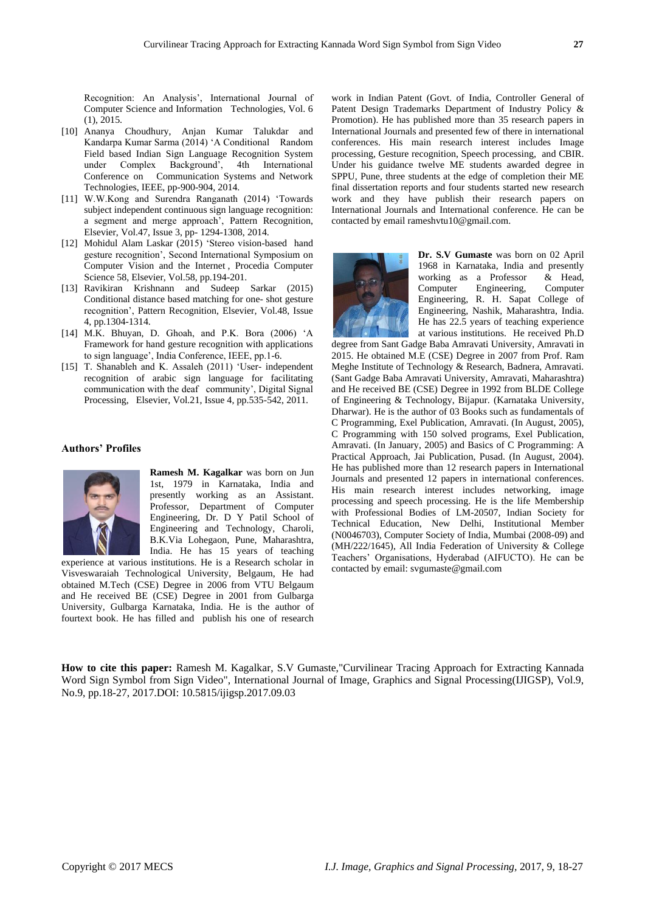Recognition: An Analysis', International Journal of Computer Science and Information Technologies, Vol. 6 (1), 2015.

[10] Ananya Choudhury, Anjan Kumar Talukdar and Kandarpa Kumar Sarma (2014) 'A Conditional Random Field based Indian Sign Language Recognition System under Complex Background', 4th International Conference on Communication Systems and Network Technologies, IEEE, pp-900-904, 2014.

[11] W.W.Kong and Surendra Ranganath (2014) 'Towards subject independent continuous sign language recognition: a segment and merge approach', Pattern Recognition, Elsevier, Vol.47, Issue 3, pp- 1294-1308, 2014.

[12] Mohidul Alam Laskar (2015) 'Stereo vision-based hand gesture recognition', Second International Symposium on Computer Vision and the Internet , Procedia Computer Science 58, Elsevier, Vol.58, pp.194-201.

[13] Ravikiran Krishnann and Sudeep Sarkar (2015) Conditional distance based matching for one- shot gesture recognition', Pattern Recognition, Elsevier, Vol.48, Issue 4, pp.1304-1314.

[14] M.K. Bhuyan, D. Ghoah, and P.K. Bora (2006) 'A Framework for hand gesture recognition with applications to sign language', India Conference, IEEE, pp.1-6.

[15] T. Shanableh and K. Assaleh (2011) 'User- independent recognition of arabic sign language for facilitating communication with the deaf community', Digital Signal Processing, Elsevier, Vol.21, Issue 4, pp.535-542, 2011.

## Authors' Profiles

**Ramesh M. Kagalkar** was born on Jun 1st, 1979 in Karnataka, India and presently working as an Assistant. Professor, Department of Computer Engineering, Dr. D Y Patil School of Engineering and Technology, Charoli, B.K.Via Lohegaon, Pune, Maharashtra, India. He has 15 years of teaching experience at various institutions. He is a Research scholar in Visveswaraiah Technological University, Belgaum, He had obtained M.Tech (CSE) Degree in 2006 from VTU Belgaum and He received BE (CSE) Degree in 2001 from Gulbarga University, Gulbarga Karnataka, India. He is the author of fourtext book. He has filled and publish his one of research work in Indian Patent (Govt. of India, Controller General of Patent Design Trademarks Department of Industry Policy & Promotion). He has published more than 35 research papers in International Journals and presented few of there in international conferences. His main research interest includes Image processing, Gesture recognition, Speech processing, and CBIR. Under his guidance twelve ME students awarded degree in SPPU, Pune, three students at the edge of completion their ME final dissertation reports and four students started new research work and they have publish their research papers on International Journals and International conference. He can be contacted by email rameshvtu10@gmail.com.

**Dr. S.V Gumaste** was born on 02 April 1968 in Karnataka, India and presently working as a Professor & Head, Computer Engineering, Computer Engineering, R. H. Sapat College of Engineering, Nashik, Maharashtra, India. He has 22.5 years of teaching experience at various institutions. He received Ph.D degree from Sant Gadge Baba Amravati University, Amravati in 2015. He obtained M.E (CSE) Degree in 2007 from Prof. Ram Meghe Institute of Technology & Research, Badnera, Amravati. (Sant Gadge Baba Amravati University, Amravati, Maharashtra) and He received BE (CSE) Degree in 1992 from BLDE College of Engineering & Technology, Bijapur. (Karnataka University, Dharwar). He is the author of 03 Books such as fundamentals of C Programming, Exel Publication, Amravati. (In August, 2005), C Programming with 150 solved programs, Exel Publication, Amravati. (In January, 2005) and Basics of C Programming: A Practical Approach, Jai Publication, Pusad. (In August, 2004). He has published more than 12 research papers in International Journals and presented 12 papers in international conferences. His main research interest includes networking, image processing and speech processing. He is the life Membership with Professional Bodies of LM-20507, Indian Society for Technical Education, New Delhi, Institutional Member (N0046703), Computer Society of India, Mumbai (2008-09) and (MH/222/1645), All India Federation of University & College Teachers' Organisations, Hyderabad (AIFUCTO). He can be contacted by email: svgumaste@gmail.com

**How to cite this paper:** Ramesh M. Kagalkar, S.V Gumaste,"Curvilinear Tracing Approach for Extracting Kannada Word Sign Symbol from Sign Video", International Journal of Image, Graphics and Signal Processing(IJIGSP), Vol.9, No.9, pp.18-27, 2017.DOI: 10.5815/ijigsp.2017.09.03